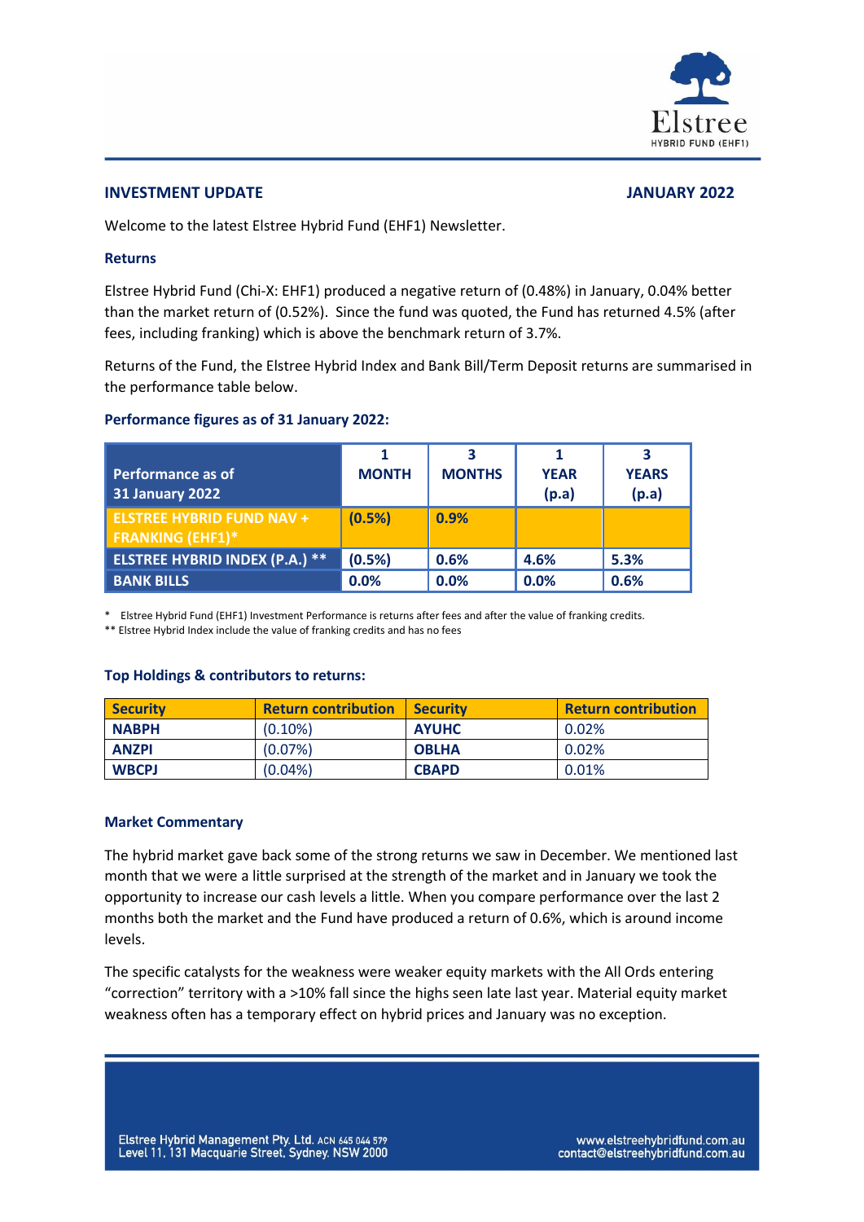Elstree HYBRID FUND (EHF1)

## INVESTMENT UPDATE

**JANUARY 2022**

Welcome to the latest Elstree Hybrid Fund (EHF1) Newsletter.

### Returns

Elstree Hybrid Fund (Chi-X: EHF1) produced a negative return of (0.48%) in January, 0.04% better than the market return of (0.52%). Since the fund was quoted, the Fund has returned 4.5% (after fees, including franking) which is above the benchmark return of 3.7%.

Returns of the Fund, the Elstree Hybrid Index and Bank Bill/Term Deposit returns are summarised in the performance table below.

### Performance figures as of 31 January 2022:

| Performance as of 31 January 2022 | 1 MONTH | 3 MONTHS | 1 YEAR (p.a) | 3 YEARS (p.a) |
|---|---|---|---|---|
| ELSTREE HYBRID FUND NAV + FRANKING (EHF1)* | (0.5%) | 0.9% | | |
| ELSTREE HYBRID INDEX (P.A.) ** | (0.5%) | 0.6% | 4.6% | 5.3% |
| BANK BILLS | 0.0% | 0.0% | 0.0% | 0.6% |

\* Elstree Hybrid Fund (EHF1) Investment Performance is returns after fees and after the value of franking credits.
\*\* Elstree Hybrid Index include the value of franking credits and has no fees

### Top Holdings & contributors to returns:

| Security | Return contribution | Security | Return contribution |
|---|---|---|---|
| NABPH | (0.10%) | AYUHC | 0.02% |
| ANZPI | (0.07%) | OBLHA | 0.02% |
| WBCPJ | (0.04%) | CBAPD | 0.01% |

### Market Commentary

The hybrid market gave back some of the strong returns we saw in December. We mentioned last month that we were a little surprised at the strength of the market and in January we took the opportunity to increase our cash levels a little. When you compare performance over the last 2 months both the market and the Fund have produced a return of 0.6%, which is around income levels.

The specific catalysts for the weakness were weaker equity markets with the All Ords entering "correction" territory with a >10% fall since the highs seen late last year. Material equity market weakness often has a temporary effect on hybrid prices and January was no exception.

Elstree Hybrid Management Pty. Ltd. ACN 645 044 579
Level 11, 131 Macquarie Street, Sydney. NSW 2000

www.elstreehybridfund.com.au
contact@elstreehybridfund.com.au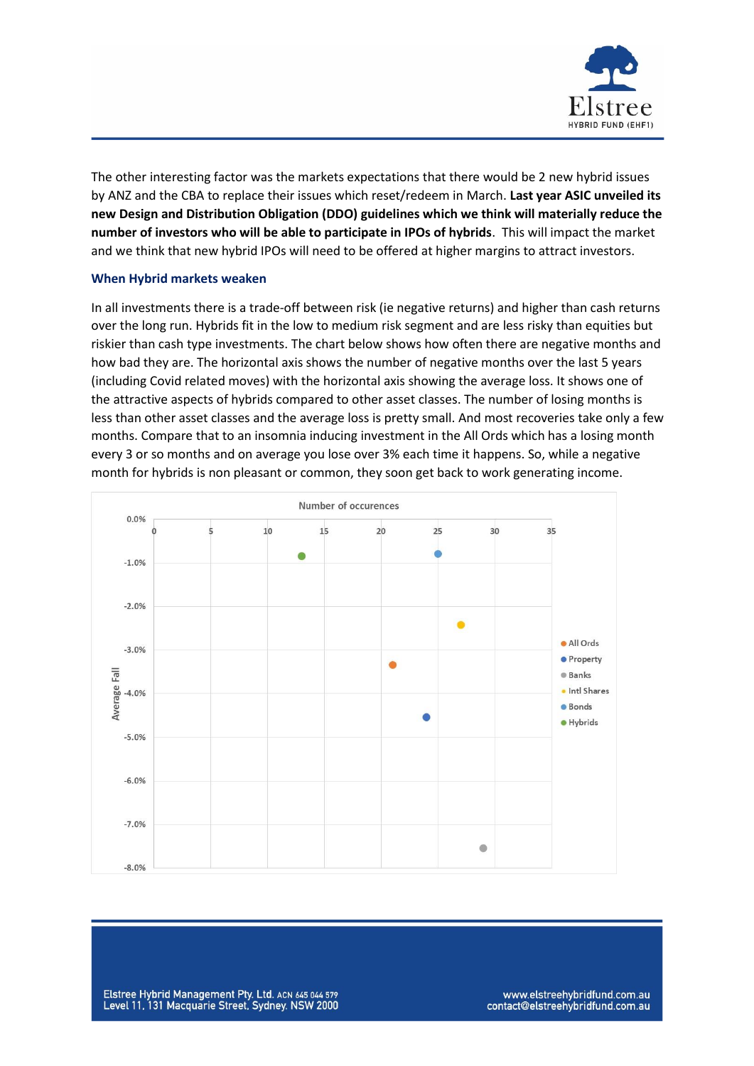The other interesting factor was the markets expectations that there would be 2 new hybrid issues by ANZ and the CBA to replace their issues which reset/redeem in March. **Last year ASIC unveiled its new Design and Distribution Obligation (DDO) guidelines which we think will materially reduce the number of investors who will be able to participate in IPOs of hybrids**. This will impact the market and we think that new hybrid IPOs will need to be offered at higher margins to attract investors.

### When Hybrid markets weaken

In all investments there is a trade-off between risk (ie negative returns) and higher than cash returns over the long run. Hybrids fit in the low to medium risk segment and are less risky than equities but riskier than cash type investments. The chart below shows how often there are negative months and how bad they are. The horizontal axis shows the number of negative months over the last 5 years (including Covid related moves) with the horizontal axis showing the average loss. It shows one of the attractive aspects of hybrids compared to other asset classes. The number of losing months is less than other asset classes and the average loss is pretty small. And most recoveries take only a few months. Compare that to an insomnia inducing investment in the All Ords which has a losing month every 3 or so months and on average you lose over 3% each time it happens. So, while a negative month for hybrids is non pleasant or common, they soon get back to work generating income.

Number of occurences

| Series | Number of occurences (approx.) | Average Fall (approx.) |
|---|---|---|
| All Ords | 21 | -3.3% |
| Property | 24 | -4.5% |
| Banks | 29 | -7.5% |
| Intl Shares | 27 | -2.4% |
| Bonds | 25 | -0.8% |
| Hybrids | 13 | -0.8% |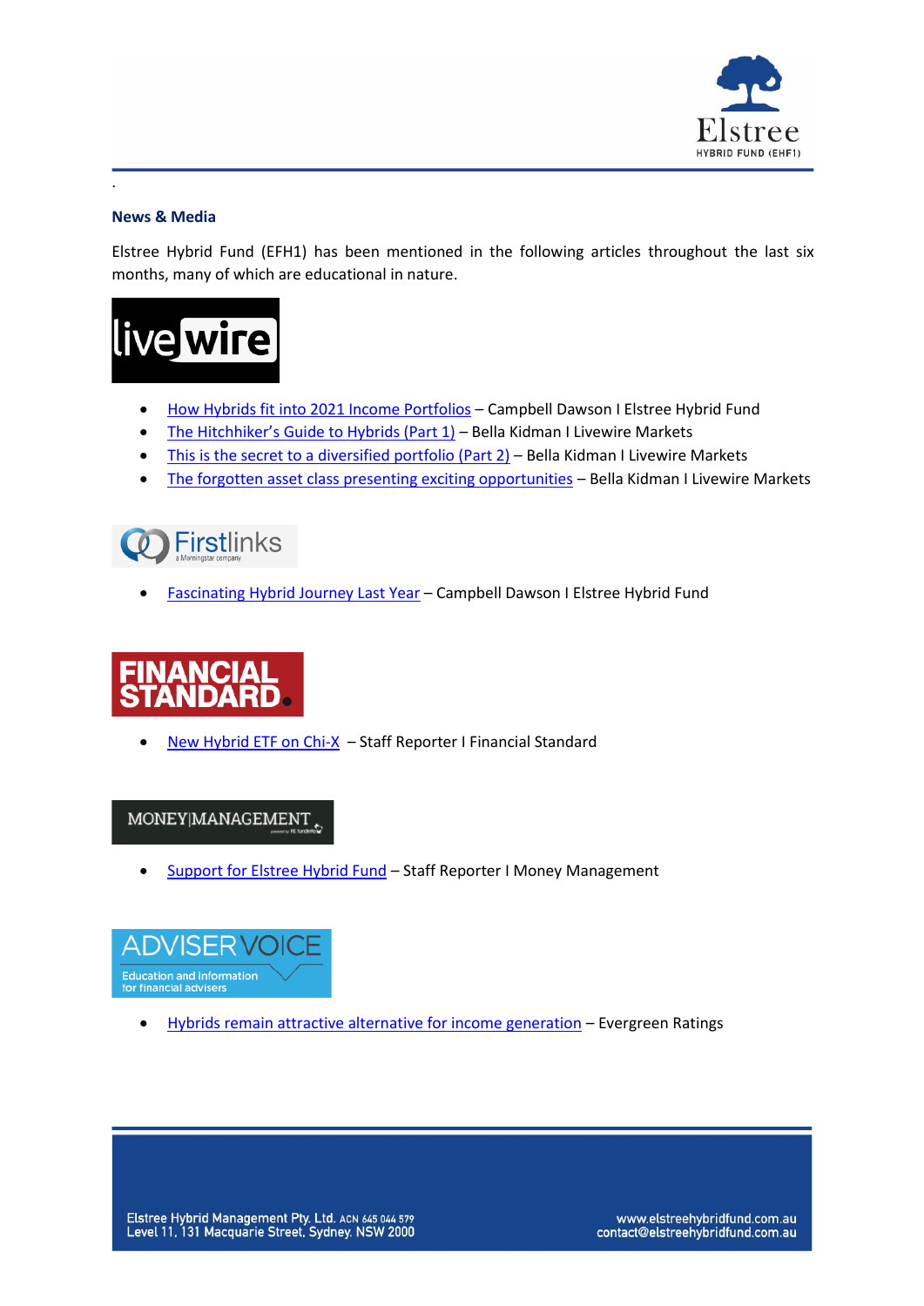## News & Media

Elstree Hybrid Fund (EFH1) has been mentioned in the following articles throughout the last six months, many of which are educational in nature.

**livewire**

- How Hybrids fit into 2021 Income Portfolios – Campbell Dawson I Elstree Hybrid Fund
- The Hitchhiker's Guide to Hybrids (Part 1) – Bella Kidman I Livewire Markets
- This is the secret to a diversified portfolio (Part 2) – Bella Kidman I Livewire Markets
- The forgotten asset class presenting exciting opportunities – Bella Kidman I Livewire Markets

**Firstlinks**

- Fascinating Hybrid Journey Last Year – Campbell Dawson I Elstree Hybrid Fund

**FINANCIAL STANDARD**

- New Hybrid ETF on Chi-X – Staff Reporter I Financial Standard

**MONEY|MANAGEMENT**

- Support for Elstree Hybrid Fund – Staff Reporter I Money Management

**ADVISER VOICE**

- Hybrids remain attractive alternative for income generation – Evergreen Ratings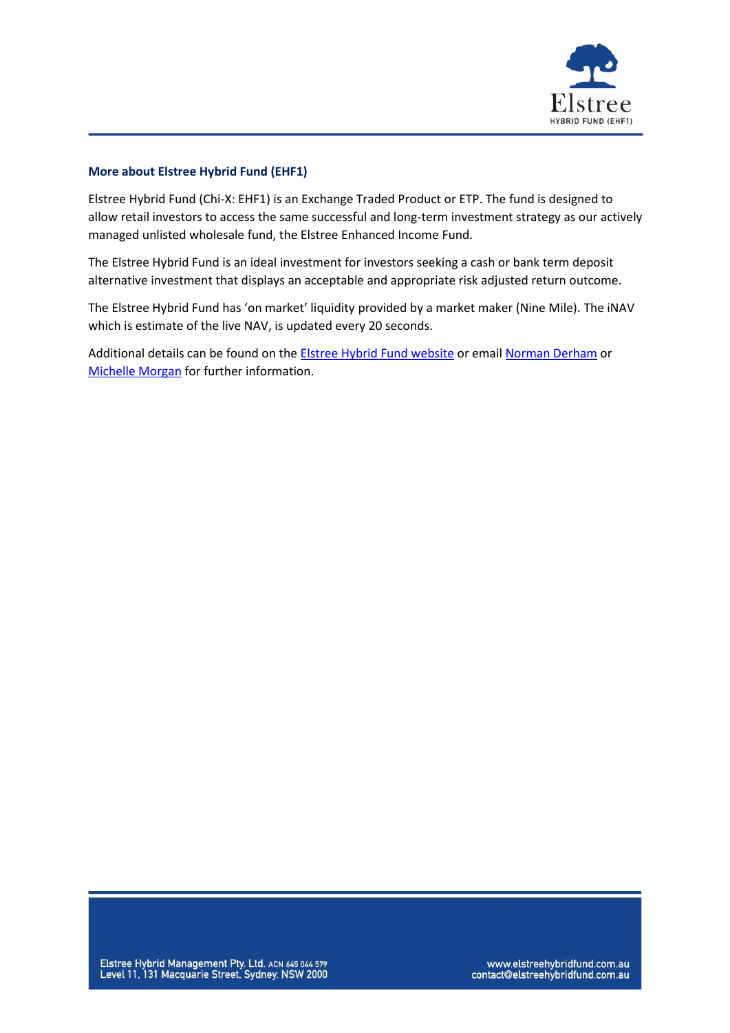### More about Elstree Hybrid Fund (EHF1)

Elstree Hybrid Fund (Chi-X: EHF1) is an Exchange Traded Product or ETP. The fund is designed to allow retail investors to access the same successful and long-term investment strategy as our actively managed unlisted wholesale fund, the Elstree Enhanced Income Fund.

The Elstree Hybrid Fund is an ideal investment for investors seeking a cash or bank term deposit alternative investment that displays an acceptable and appropriate risk adjusted return outcome.

The Elstree Hybrid Fund has 'on market' liquidity provided by a market maker (Nine Mile). The iNAV which is estimate of the live NAV, is updated every 20 seconds.

Additional details can be found on the Elstree Hybrid Fund website or email Norman Derham or Michelle Morgan for further information.

Elstree Hybrid Management Pty. Ltd. ACN 645 044 579
Level 11, 131 Macquarie Street, Sydney, NSW 2000

www.elstreehybridfund.com.au
contact@elstreehybridfund.com.au